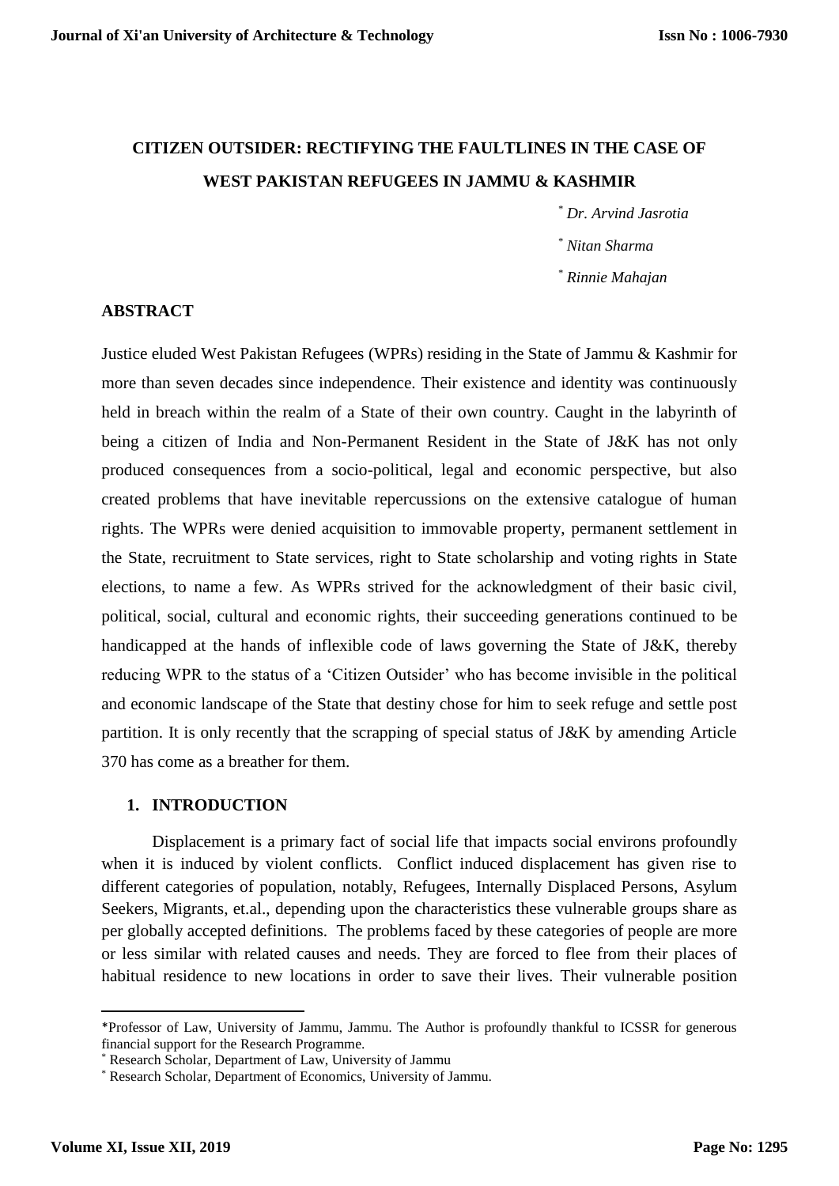# CITIZEN OUTSIDER: RECTIFYING THE FAULTLINES IN THE CASE OF WEST PAKISTAN REFUGEES IN JAMMU & KASHMIR

*Dr. Arvind Jasrotia*[*]

*Nitan Sharma*[*]

*Rinnie Mahajan*[*]

## ABSTRACT

Justice eluded West Pakistan Refugees (WPRs) residing in the State of Jammu & Kashmir for more than seven decades since independence. Their existence and identity was continuously held in breach within the realm of a State of their own country. Caught in the labyrinth of being a citizen of India and Non-Permanent Resident in the State of J&K has not only produced consequences from a socio-political, legal and economic perspective, but also created problems that have inevitable repercussions on the extensive catalogue of human rights. The WPRs were denied acquisition to immovable property, permanent settlement in the State, recruitment to State services, right to State scholarship and voting rights in State elections, to name a few. As WPRs strived for the acknowledgment of their basic civil, political, social, cultural and economic rights, their succeeding generations continued to be handicapped at the hands of inflexible code of laws governing the State of J&K, thereby reducing WPR to the status of a 'Citizen Outsider' who has become invisible in the political and economic landscape of the State that destiny chose for him to seek refuge and settle post partition. It is only recently that the scrapping of special status of J&K by amending Article 370 has come as a breather for them.

## 1. INTRODUCTION

Displacement is a primary fact of social life that impacts social environs profoundly when it is induced by violent conflicts. Conflict induced displacement has given rise to different categories of population, notably, Refugees, Internally Displaced Persons, Asylum Seekers, Migrants, et.al., depending upon the characteristics these vulnerable groups share as per globally accepted definitions. The problems faced by these categories of people are more or less similar with related causes and needs. They are forced to flee from their places of habitual residence to new locations in order to save their lives. Their vulnerable position

---

*Professor of Law, University of Jammu, Jammu. The Author is profoundly thankful to ICSSR for generous financial support for the Research Programme.

* Research Scholar, Department of Law, University of Jammu

* Research Scholar, Department of Economics, University of Jammu.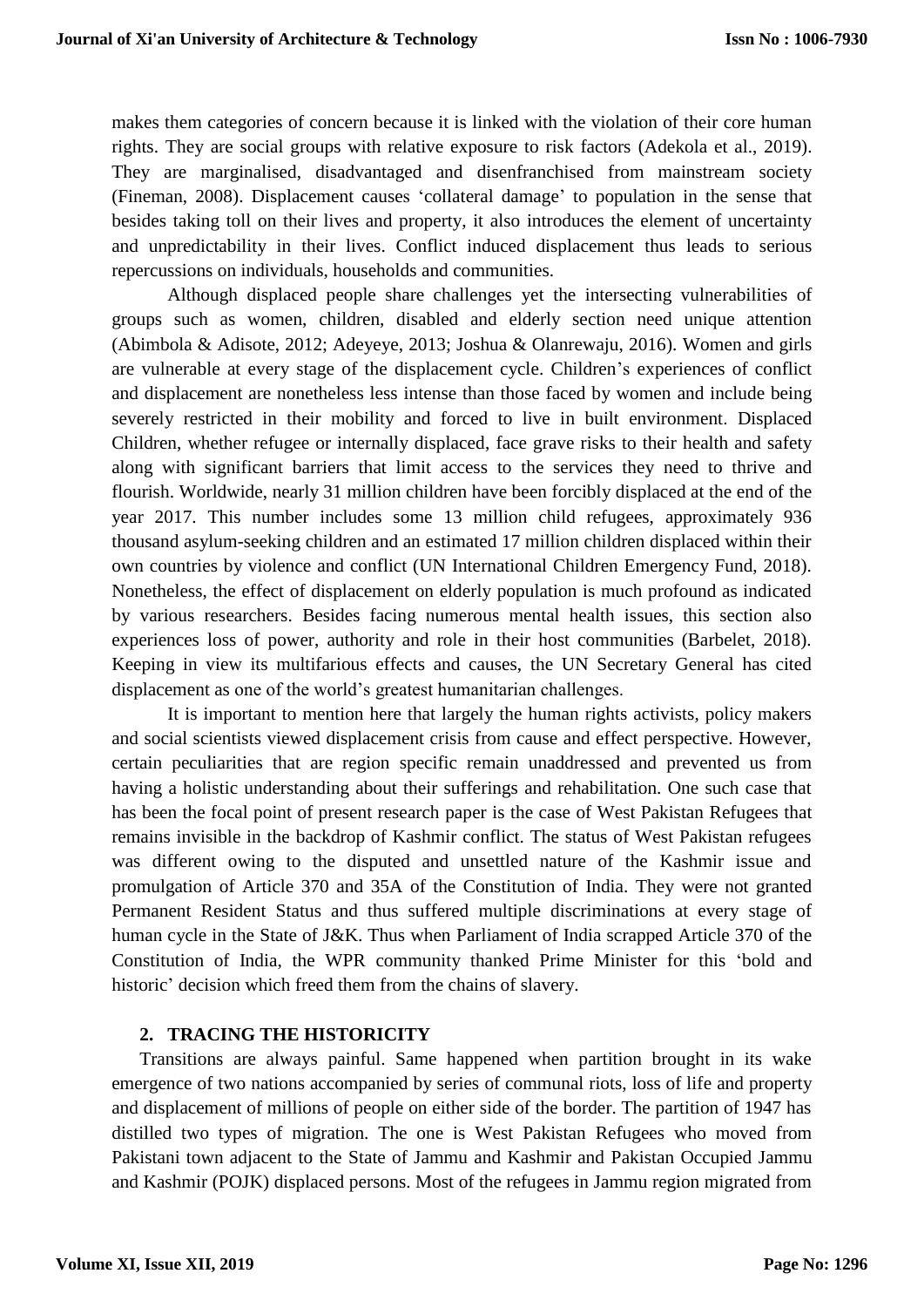makes them categories of concern because it is linked with the violation of their core human rights. They are social groups with relative exposure to risk factors (Adekola et al., 2019). They are marginalised, disadvantaged and disenfranchised from mainstream society (Fineman, 2008). Displacement causes 'collateral damage' to population in the sense that besides taking toll on their lives and property, it also introduces the element of uncertainty and unpredictability in their lives. Conflict induced displacement thus leads to serious repercussions on individuals, households and communities.

Although displaced people share challenges yet the intersecting vulnerabilities of groups such as women, children, disabled and elderly section need unique attention (Abimbola & Adisote, 2012; Adeyeye, 2013; Joshua & Olanrewaju, 2016). Women and girls are vulnerable at every stage of the displacement cycle. Children's experiences of conflict and displacement are nonetheless less intense than those faced by women and include being severely restricted in their mobility and forced to live in built environment. Displaced Children, whether refugee or internally displaced, face grave risks to their health and safety along with significant barriers that limit access to the services they need to thrive and flourish. Worldwide, nearly 31 million children have been forcibly displaced at the end of the year 2017. This number includes some 13 million child refugees, approximately 936 thousand asylum-seeking children and an estimated 17 million children displaced within their own countries by violence and conflict (UN International Children Emergency Fund, 2018). Nonetheless, the effect of displacement on elderly population is much profound as indicated by various researchers. Besides facing numerous mental health issues, this section also experiences loss of power, authority and role in their host communities (Barbelet, 2018). Keeping in view its multifarious effects and causes, the UN Secretary General has cited displacement as one of the world's greatest humanitarian challenges.

It is important to mention here that largely the human rights activists, policy makers and social scientists viewed displacement crisis from cause and effect perspective. However, certain peculiarities that are region specific remain unaddressed and prevented us from having a holistic understanding about their sufferings and rehabilitation. One such case that has been the focal point of present research paper is the case of West Pakistan Refugees that remains invisible in the backdrop of Kashmir conflict. The status of West Pakistan refugees was different owing to the disputed and unsettled nature of the Kashmir issue and promulgation of Article 370 and 35A of the Constitution of India. They were not granted Permanent Resident Status and thus suffered multiple discriminations at every stage of human cycle in the State of J&K. Thus when Parliament of India scrapped Article 370 of the Constitution of India, the WPR community thanked Prime Minister for this 'bold and historic' decision which freed them from the chains of slavery.

## 2. TRACING THE HISTORICITY

Transitions are always painful. Same happened when partition brought in its wake emergence of two nations accompanied by series of communal riots, loss of life and property and displacement of millions of people on either side of the border. The partition of 1947 has distilled two types of migration. The one is West Pakistan Refugees who moved from Pakistani town adjacent to the State of Jammu and Kashmir and Pakistan Occupied Jammu and Kashmir (POJK) displaced persons. Most of the refugees in Jammu region migrated from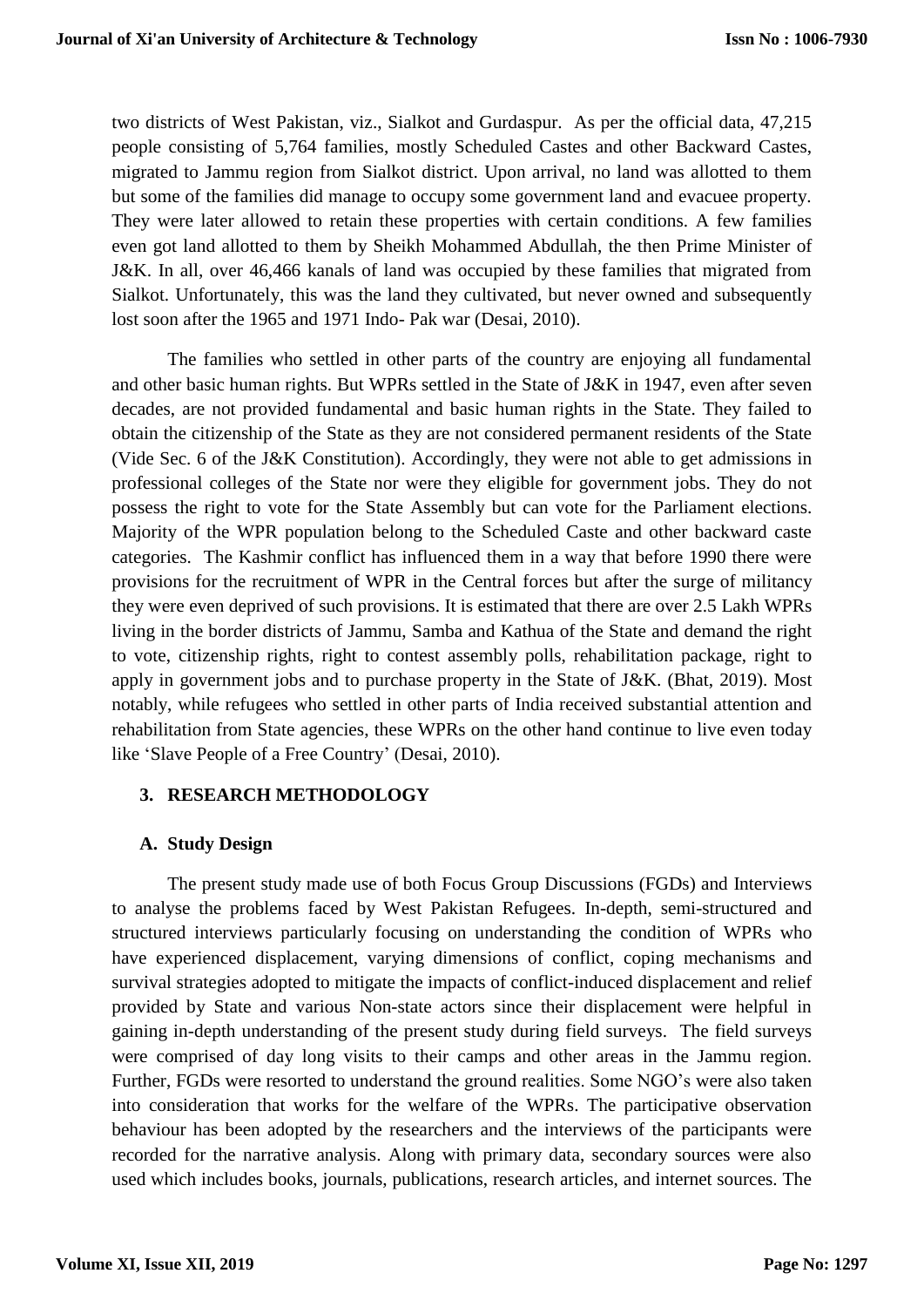two districts of West Pakistan, viz., Sialkot and Gurdaspur. As per the official data, 47,215 people consisting of 5,764 families, mostly Scheduled Castes and other Backward Castes, migrated to Jammu region from Sialkot district. Upon arrival, no land was allotted to them but some of the families did manage to occupy some government land and evacuee property. They were later allowed to retain these properties with certain conditions. A few families even got land allotted to them by Sheikh Mohammed Abdullah, the then Prime Minister of J&K. In all, over 46,466 kanals of land was occupied by these families that migrated from Sialkot. Unfortunately, this was the land they cultivated, but never owned and subsequently lost soon after the 1965 and 1971 Indo- Pak war (Desai, 2010).

The families who settled in other parts of the country are enjoying all fundamental and other basic human rights. But WPRs settled in the State of J&K in 1947, even after seven decades, are not provided fundamental and basic human rights in the State. They failed to obtain the citizenship of the State as they are not considered permanent residents of the State (Vide Sec. 6 of the J&K Constitution). Accordingly, they were not able to get admissions in professional colleges of the State nor were they eligible for government jobs. They do not possess the right to vote for the State Assembly but can vote for the Parliament elections. Majority of the WPR population belong to the Scheduled Caste and other backward caste categories. The Kashmir conflict has influenced them in a way that before 1990 there were provisions for the recruitment of WPR in the Central forces but after the surge of militancy they were even deprived of such provisions. It is estimated that there are over 2.5 Lakh WPRs living in the border districts of Jammu, Samba and Kathua of the State and demand the right to vote, citizenship rights, right to contest assembly polls, rehabilitation package, right to apply in government jobs and to purchase property in the State of J&K. (Bhat, 2019). Most notably, while refugees who settled in other parts of India received substantial attention and rehabilitation from State agencies, these WPRs on the other hand continue to live even today like 'Slave People of a Free Country' (Desai, 2010).

## 3. RESEARCH METHODOLOGY

### A. Study Design

The present study made use of both Focus Group Discussions (FGDs) and Interviews to analyse the problems faced by West Pakistan Refugees. In-depth, semi-structured and structured interviews particularly focusing on understanding the condition of WPRs who have experienced displacement, varying dimensions of conflict, coping mechanisms and survival strategies adopted to mitigate the impacts of conflict-induced displacement and relief provided by State and various Non-state actors since their displacement were helpful in gaining in-depth understanding of the present study during field surveys. The field surveys were comprised of day long visits to their camps and other areas in the Jammu region. Further, FGDs were resorted to understand the ground realities. Some NGO's were also taken into consideration that works for the welfare of the WPRs. The participative observation behaviour has been adopted by the researchers and the interviews of the participants were recorded for the narrative analysis. Along with primary data, secondary sources were also used which includes books, journals, publications, research articles, and internet sources. The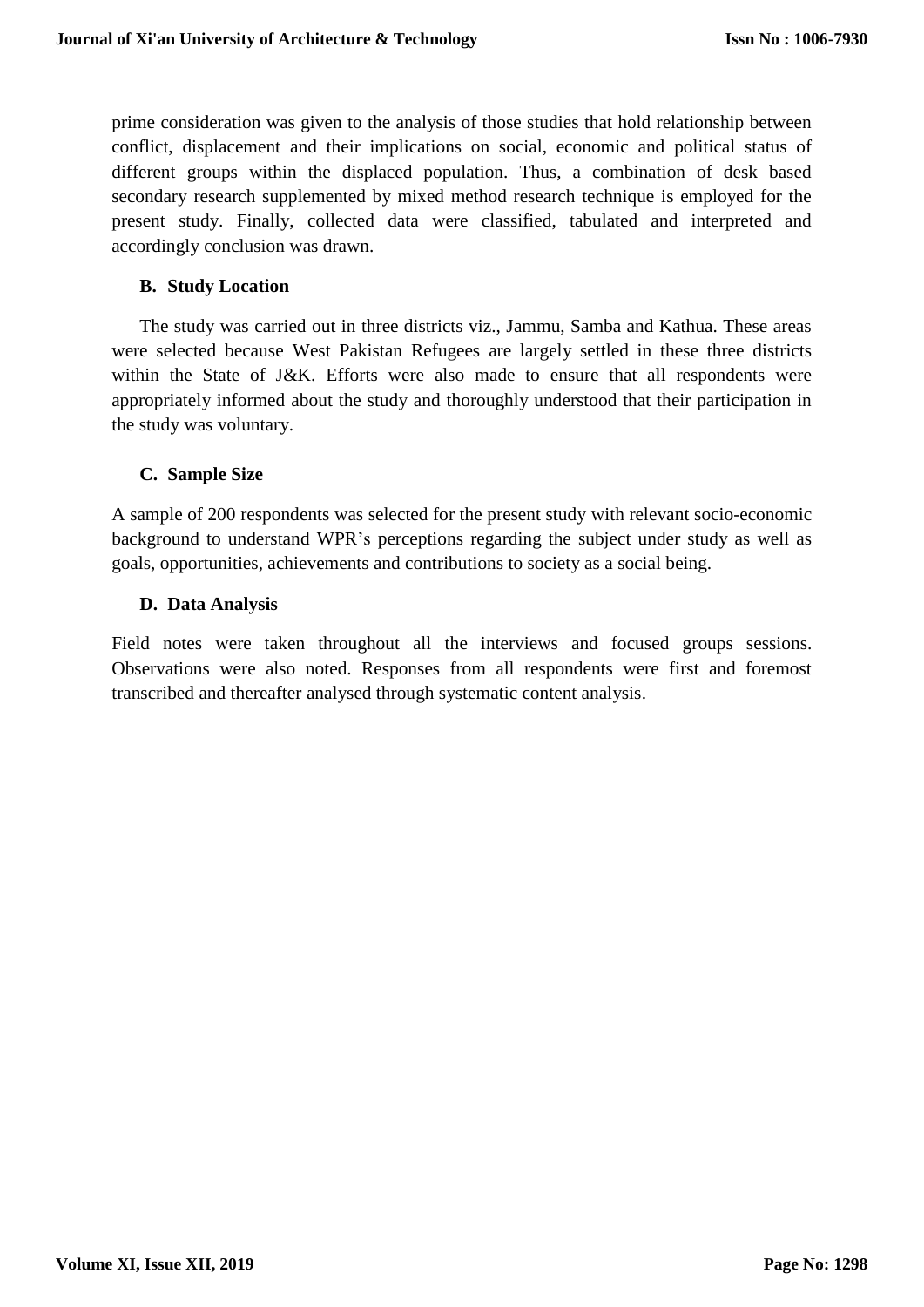prime consideration was given to the analysis of those studies that hold relationship between conflict, displacement and their implications on social, economic and political status of different groups within the displaced population. Thus, a combination of desk based secondary research supplemented by mixed method research technique is employed for the present study. Finally, collected data were classified, tabulated and interpreted and accordingly conclusion was drawn.

### B. Study Location

The study was carried out in three districts viz., Jammu, Samba and Kathua. These areas were selected because West Pakistan Refugees are largely settled in these three districts within the State of J&K. Efforts were also made to ensure that all respondents were appropriately informed about the study and thoroughly understood that their participation in the study was voluntary.

### C. Sample Size

A sample of 200 respondents was selected for the present study with relevant socio-economic background to understand WPR's perceptions regarding the subject under study as well as goals, opportunities, achievements and contributions to society as a social being.

### D. Data Analysis

Field notes were taken throughout all the interviews and focused groups sessions. Observations were also noted. Responses from all respondents were first and foremost transcribed and thereafter analysed through systematic content analysis.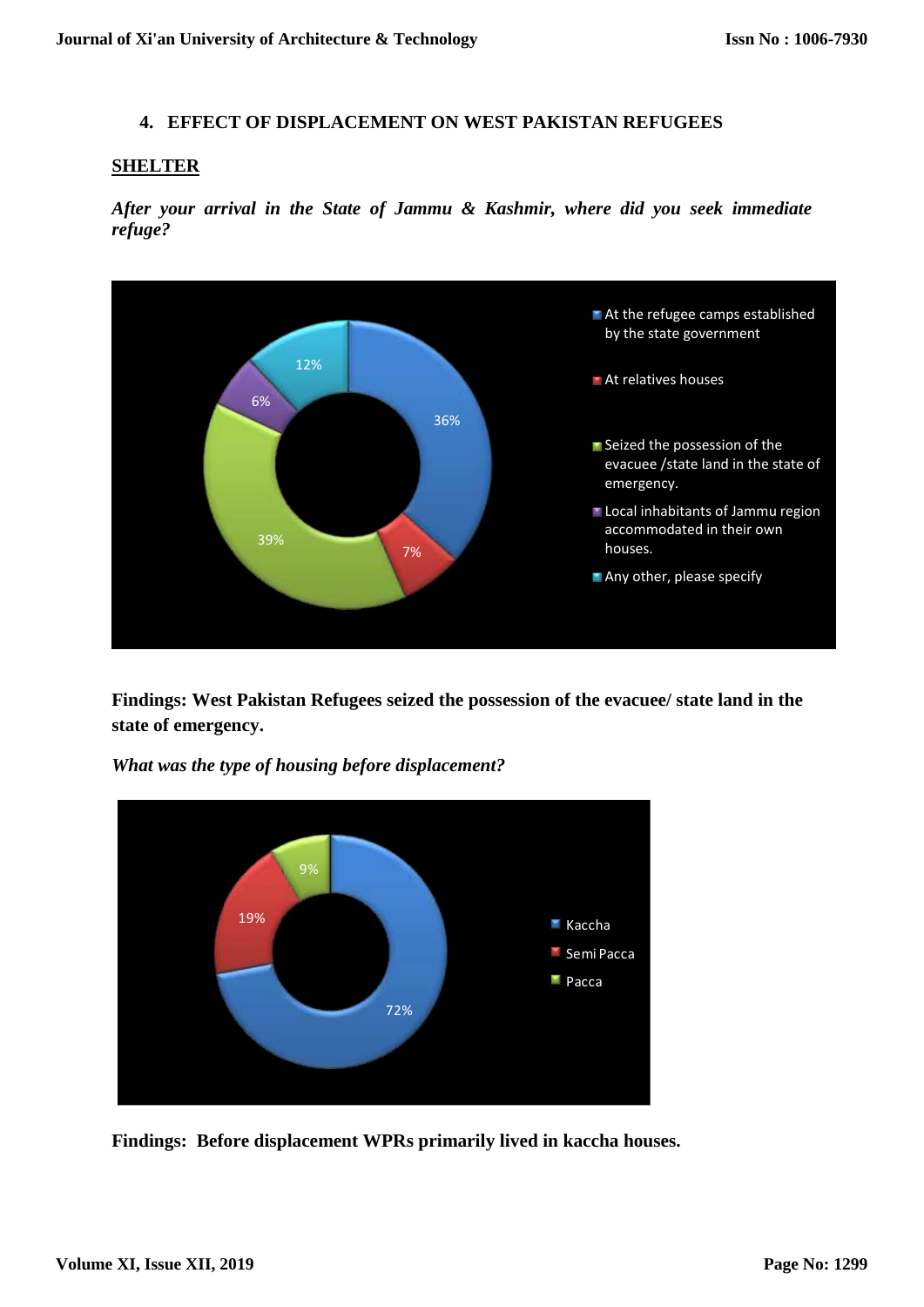## 4. EFFECT OF DISPLACEMENT ON WEST PAKISTAN REFUGEES

**SHELTER**

***After your arrival in the State of Jammu & Kashmir, where did you seek immediate refuge?***

**Findings: West Pakistan Refugees seized the possession of the evacuee/ state land in the state of emergency.**

***What was the type of housing before displacement?***

**Findings: Before displacement WPRs primarily lived in kaccha houses.**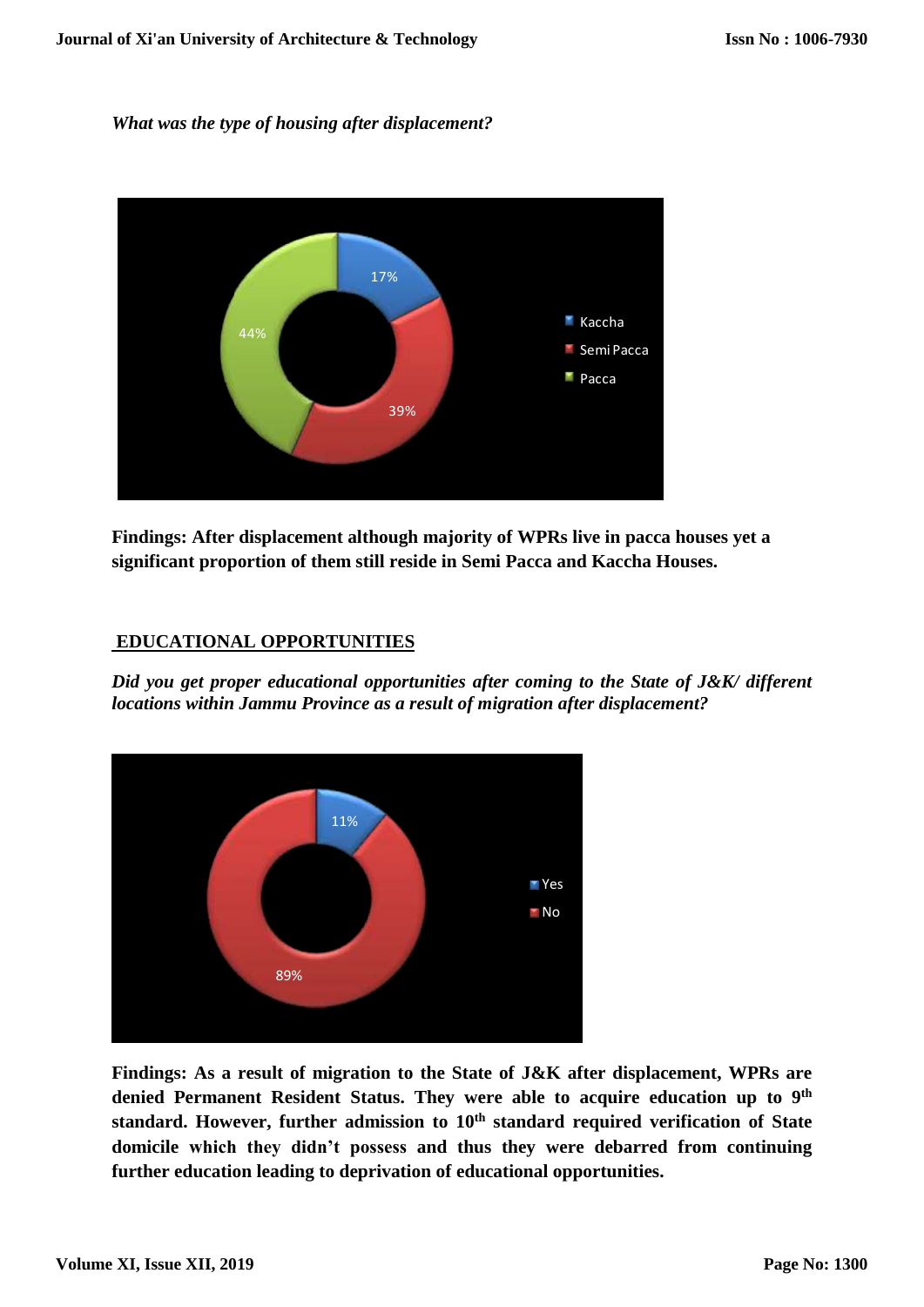*What was the type of housing after displacement?*

17%

44%

39%

Kaccha

Semi Pacca

Pacca

**Findings: After displacement although majority of WPRs live in pacca houses yet a significant proportion of them still reside in Semi Pacca and Kaccha Houses.**

## EDUCATIONAL OPPORTUNITIES

*Did you get proper educational opportunities after coming to the State of J&K/ different locations within Jammu Province as a result of migration after displacement?*

11%

89%

Yes

No

**Findings: As a result of migration to the State of J&K after displacement, WPRs are denied Permanent Resident Status. They were able to acquire education up to 9th standard. However, further admission to 10th standard required verification of State domicile which they didn't possess and thus they were debarred from continuing further education leading to deprivation of educational opportunities.**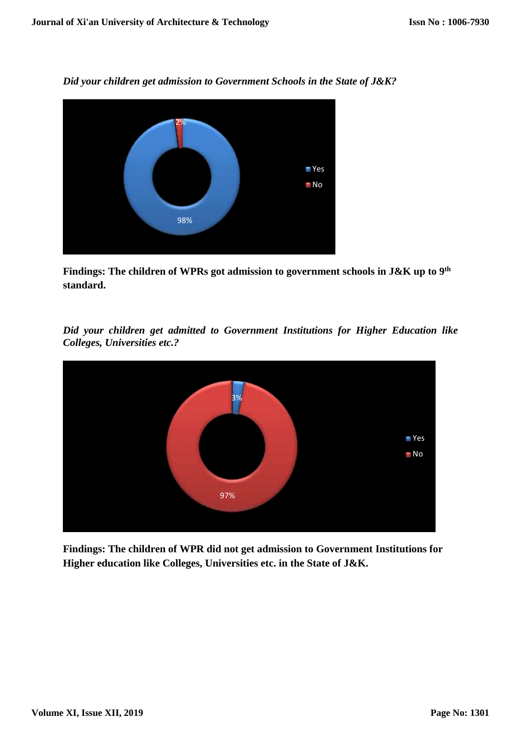*Did your children get admission to Government Schools in the State of J&K?*

**Findings: The children of WPRs got admission to government schools in J&K up to 9th standard.**

*Did your children get admitted to Government Institutions for Higher Education like Colleges, Universities etc.?*

**Findings: The children of WPR did not get admission to Government Institutions for Higher education like Colleges, Universities etc. in the State of J&K.**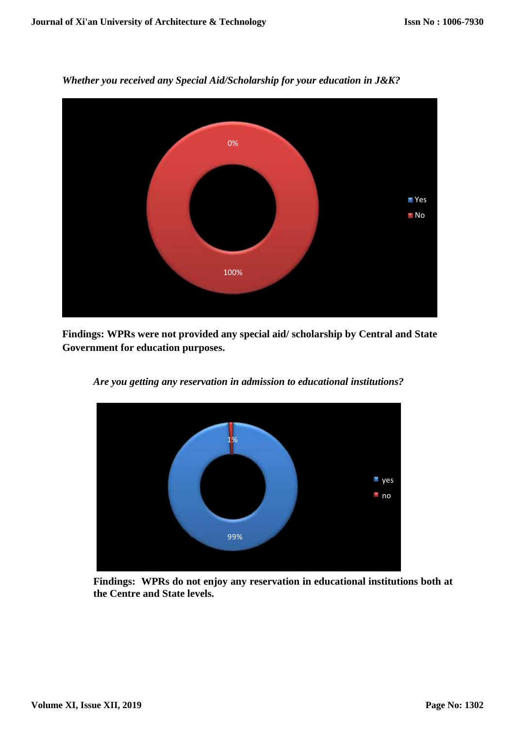*Whether you received any Special Aid/Scholarship for your education in J&K?*

0%

Yes

No

100%

**Findings: WPRs were not provided any special aid/ scholarship by Central and State Government for education purposes.**

*Are you getting any reservation in admission to educational institutions?*

1%

yes

no

99%

**Findings: WPRs do not enjoy any reservation in educational institutions both at the Centre and State levels.**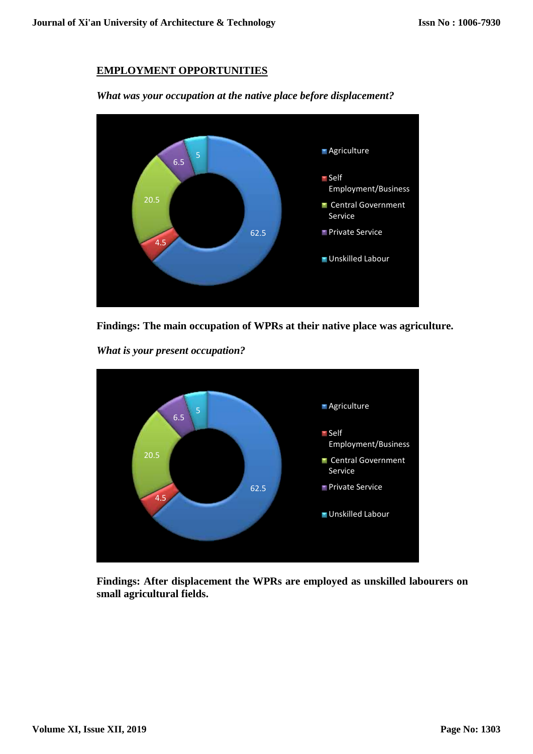## EMPLOYMENT OPPORTUNITIES

*What was your occupation at the native place before displacement?*

| Occupation | Value |
|---|---|
| Agriculture | 62.5 |
| Self Employment/Business | 4.5 |
| Central Government Service | 20.5 |
| Private Service | 6.5 |
| Unskilled Labour | 5 |

**Findings: The main occupation of WPRs at their native place was agriculture.**

*What is your present occupation?*

| Occupation | Value |
|---|---|
| Agriculture | 62.5 |
| Self Employment/Business | 4.5 |
| Central Government Service | 20.5 |
| Private Service | 6.5 |
| Unskilled Labour | 5 |

**Findings: After displacement the WPRs are employed as unskilled labourers on small agricultural fields.**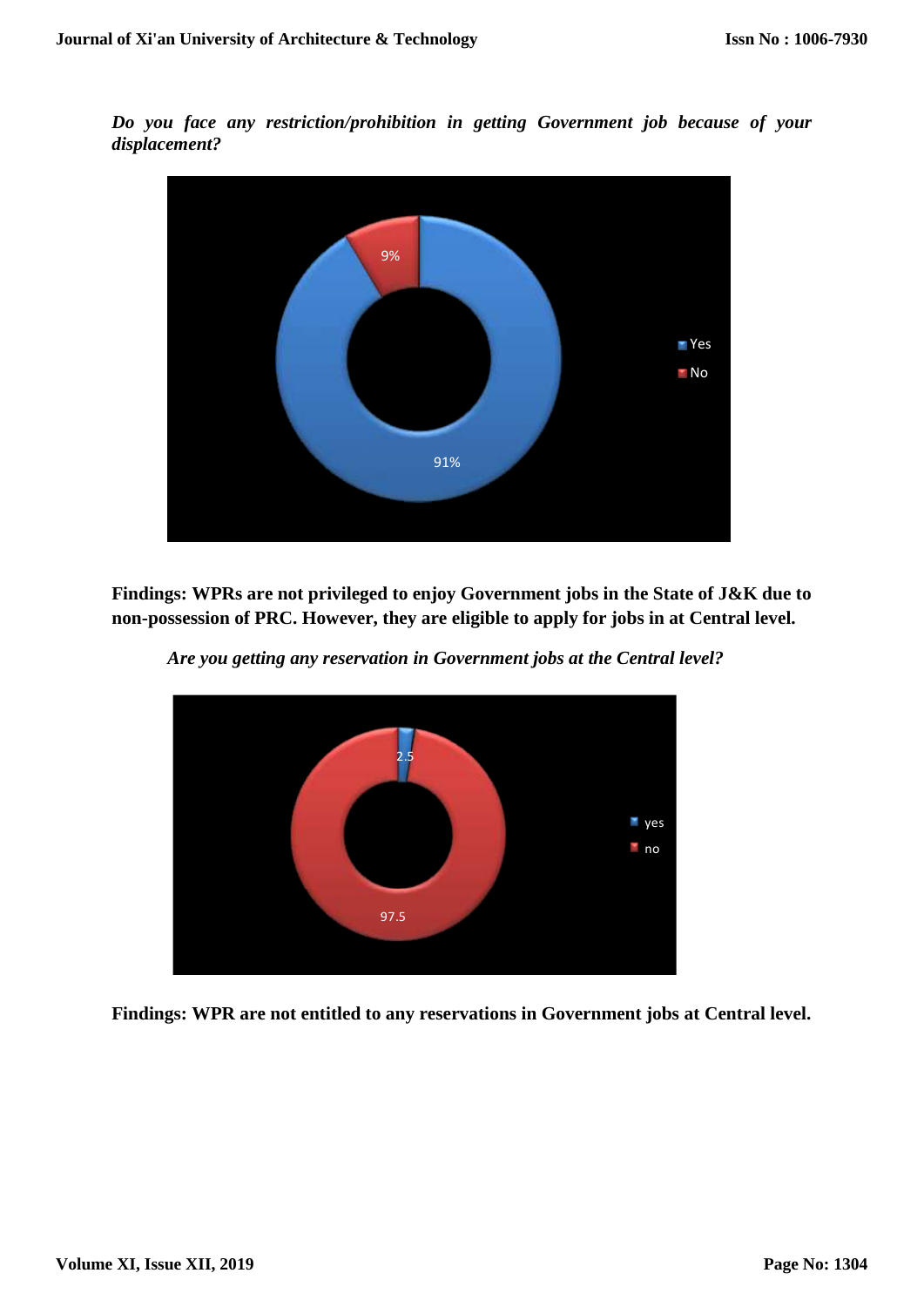*Do you face any restriction/prohibition in getting Government job because of your displacement?*

**Findings: WPRs are not privileged to enjoy Government jobs in the State of J&K due to non-possession of PRC. However, they are eligible to apply for jobs in at Central level.**

*Are you getting any reservation in Government jobs at the Central level?*

**Findings: WPR are not entitled to any reservations in Government jobs at Central level.**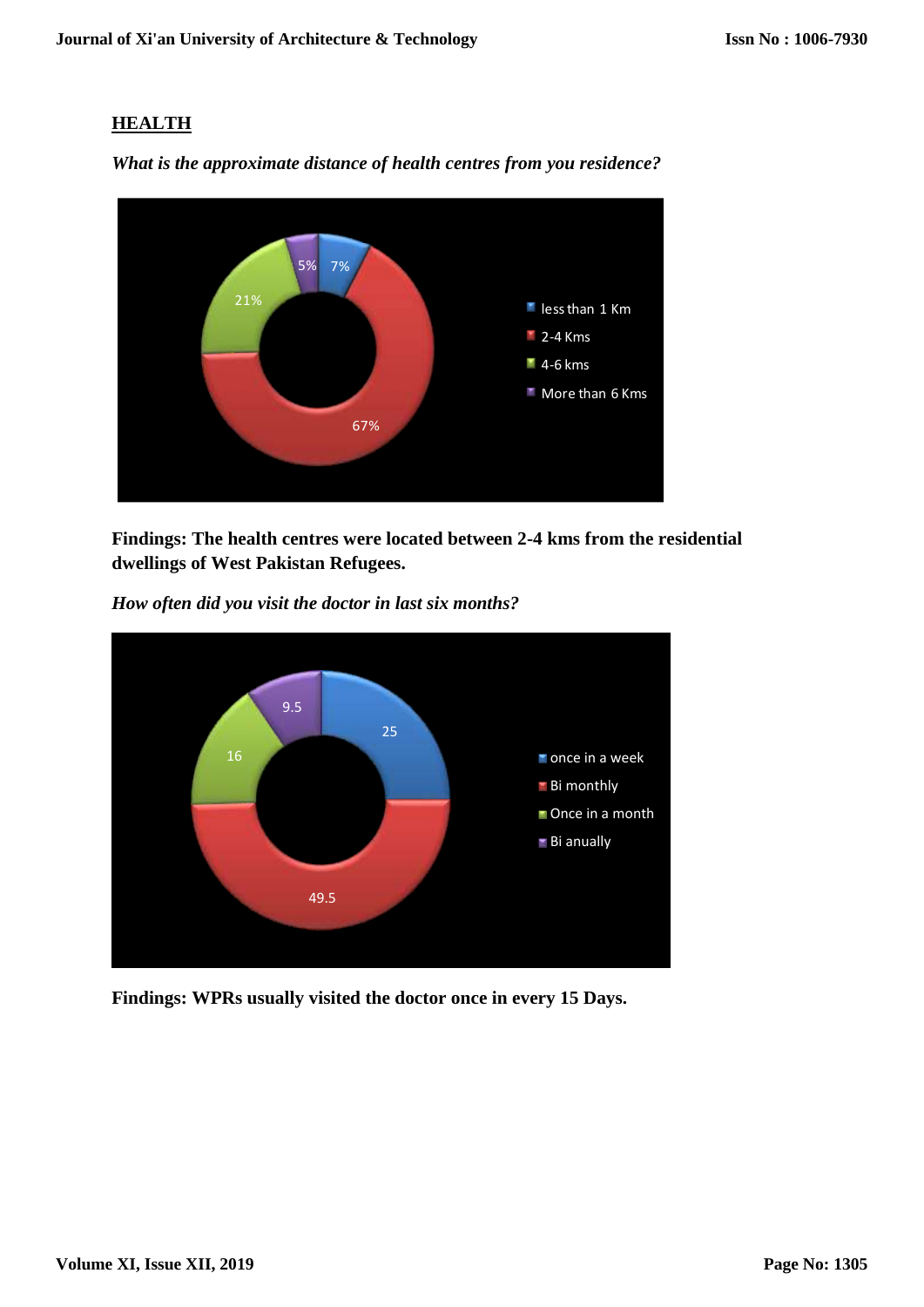## HEALTH

*What is the approximate distance of health centres from you residence?*

**Findings: The health centres were located between 2-4 kms from the residential dwellings of West Pakistan Refugees.**

*How often did you visit the doctor in last six months?*

**Findings: WPRs usually visited the doctor once in every 15 Days.**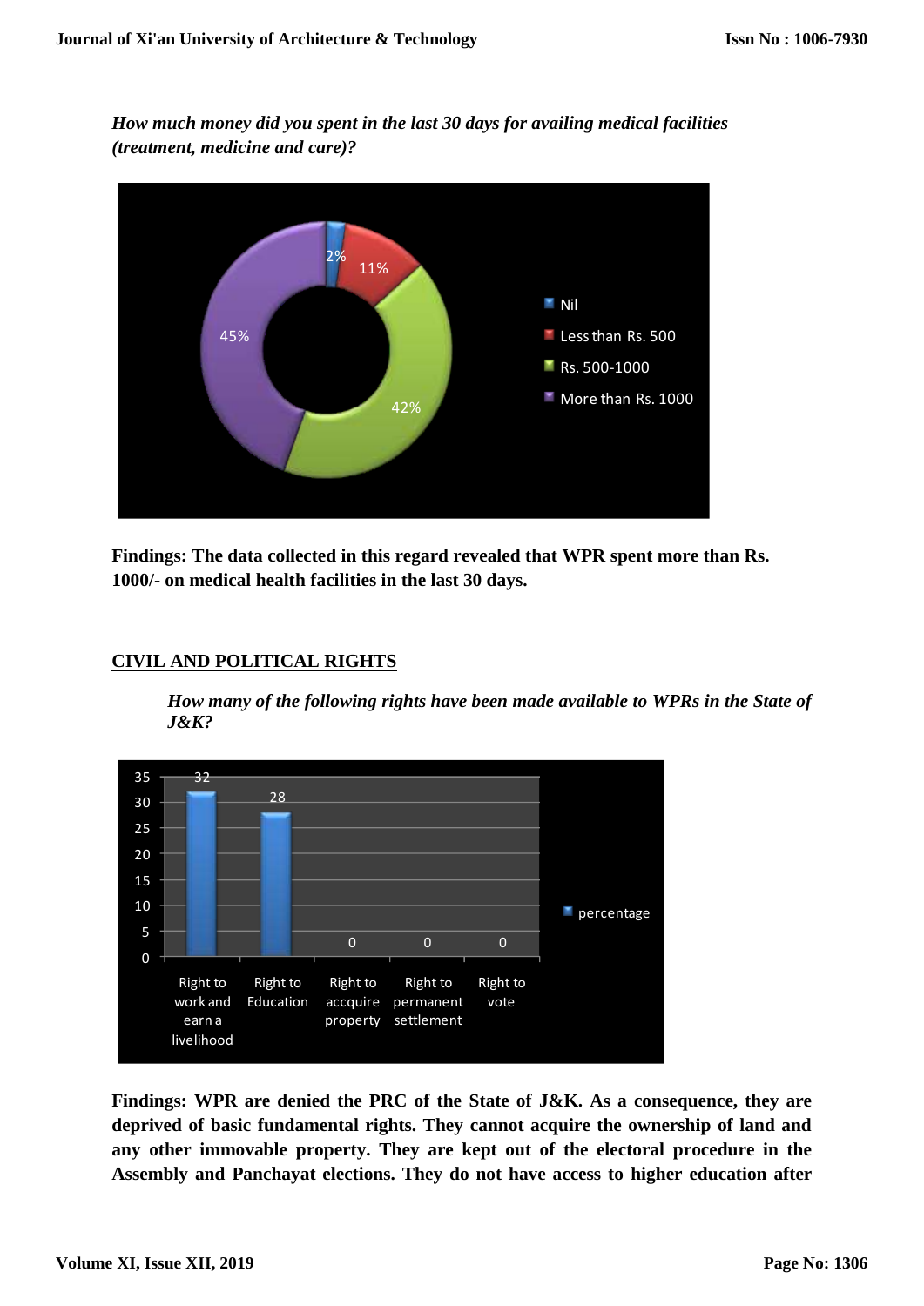*How much money did you spent in the last 30 days for availing medical facilities (treatment, medicine and care)?*

**Findings: The data collected in this regard revealed that WPR spent more than Rs. 1000/- on medical health facilities in the last 30 days.**

## CIVIL AND POLITICAL RIGHTS

*How many of the following rights have been made available to WPRs in the State of J&K?*

**Findings: WPR are denied the PRC of the State of J&K. As a consequence, they are deprived of basic fundamental rights. They cannot acquire the ownership of land and any other immovable property. They are kept out of the electoral procedure in the Assembly and Panchayat elections. They do not have access to higher education after**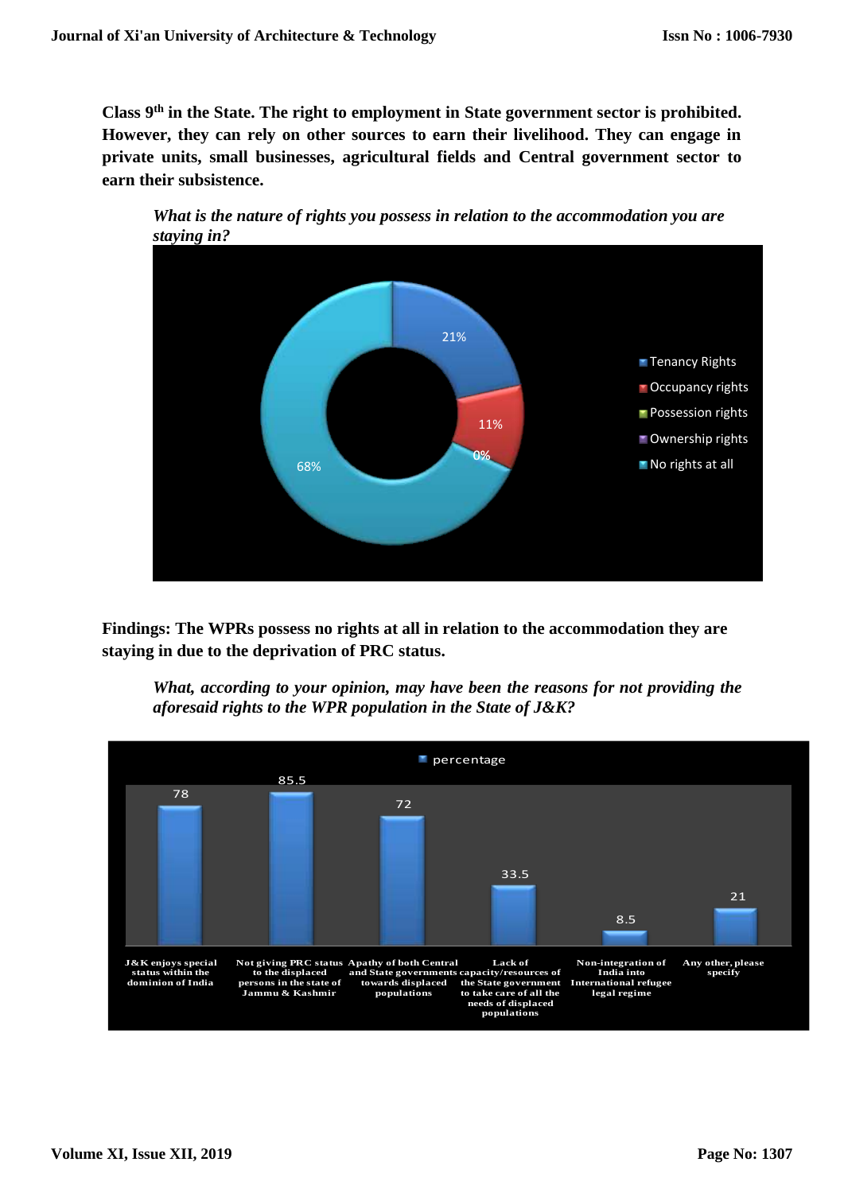**Class 9th in the State. The right to employment in State government sector is prohibited. However, they can rely on other sources to earn their livelihood. They can engage in private units, small businesses, agricultural fields and Central government sector to earn their subsistence.**

*What is the nature of rights you possess in relation to the accommodation you are staying in?*

| Rights | Percentage |
|---|---|
| Tenancy Rights | 21% |
| Occupancy rights | 11% |
| Possession rights | 0% |
| Ownership rights | |
| No rights at all | 68% |

**Findings: The WPRs possess no rights at all in relation to the accommodation they are staying in due to the deprivation of PRC status.**

*What, according to your opinion, may have been the reasons for not providing the aforesaid rights to the WPR population in the State of J&K?*

| Reason | percentage |
|---|---|
| J&K enjoys special status within the dominion of India | 78 |
| Not giving PRC status to the displaced persons in the state of Jammu & Kashmir | 85.5 |
| Apathy of both Central and State governments towards displaced populations | 72 |
| Lack of capacity/resources of the State government to take care of all the needs of displaced populations | 33.5 |
| Non-integration of India into International refugee legal regime | 8.5 |
| Any other, please specify | 21 |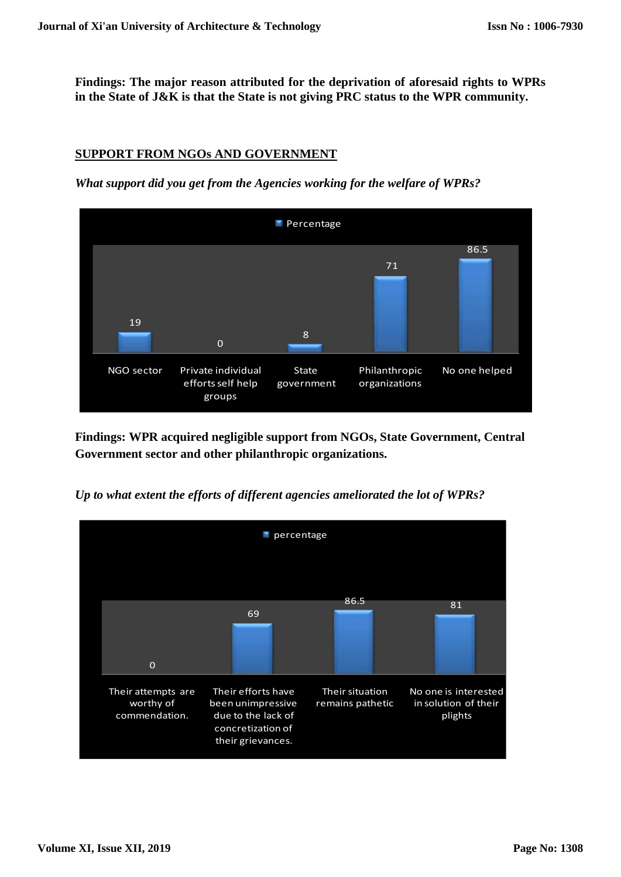**Findings: The major reason attributed for the deprivation of aforesaid rights to WPRs in the State of J&K is that the State is not giving PRC status to the WPR community.**

## SUPPORT FROM NGOs AND GOVERNMENT

*What support did you get from the Agencies working for the welfare of WPRs?*

| | Percentage |
|---|---|
| NGO sector | 19 |
| Private individual efforts self help groups | 0 |
| State government | 8 |
| Philanthropic organizations | 71 |
| No one helped | 86.5 |

**Findings: WPR acquired negligible support from NGOs, State Government, Central Government sector and other philanthropic organizations.**

*Up to what extent the efforts of different agencies ameliorated the lot of WPRs?*

| | percentage |
|---|---|
| Their attempts are worthy of commendation. | 0 |
| Their efforts have been unimpressive due to the lack of concretization of their grievances. | 69 |
| Their situation remains pathetic | 86.5 |
| No one is interested in solution of their plights | 81 |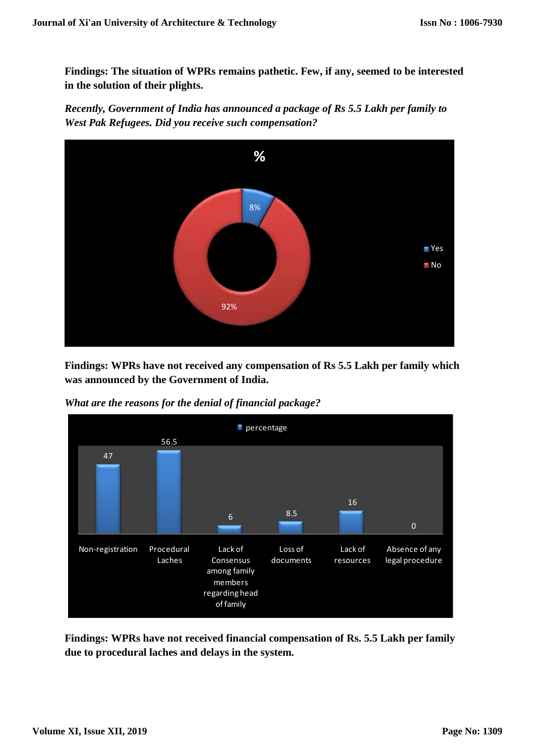**Findings: The situation of WPRs remains pathetic. Few, if any, seemed to be interested in the solution of their plights.**

*Recently, Government of India has announced a package of Rs 5.5 Lakh per family to West Pak Refugees. Did you receive such compensation?*

| % | |
|---|---|
| Yes | 8% |
| No | 92% |

**Findings: WPRs have not received any compensation of Rs 5.5 Lakh per family which was announced by the Government of India.**

*What are the reasons for the denial of financial package?*

| Reason | percentage |
|---|---|
| Non-registration | 47 |
| Procedural Laches | 56.5 |
| Lack of Consensus among family members regarding head of family | 6 |
| Loss of documents | 8.5 |
| Lack of resources | 16 |
| Absence of any legal procedure | 0 |

**Findings: WPRs have not received financial compensation of Rs. 5.5 Lakh per family due to procedural laches and delays in the system.**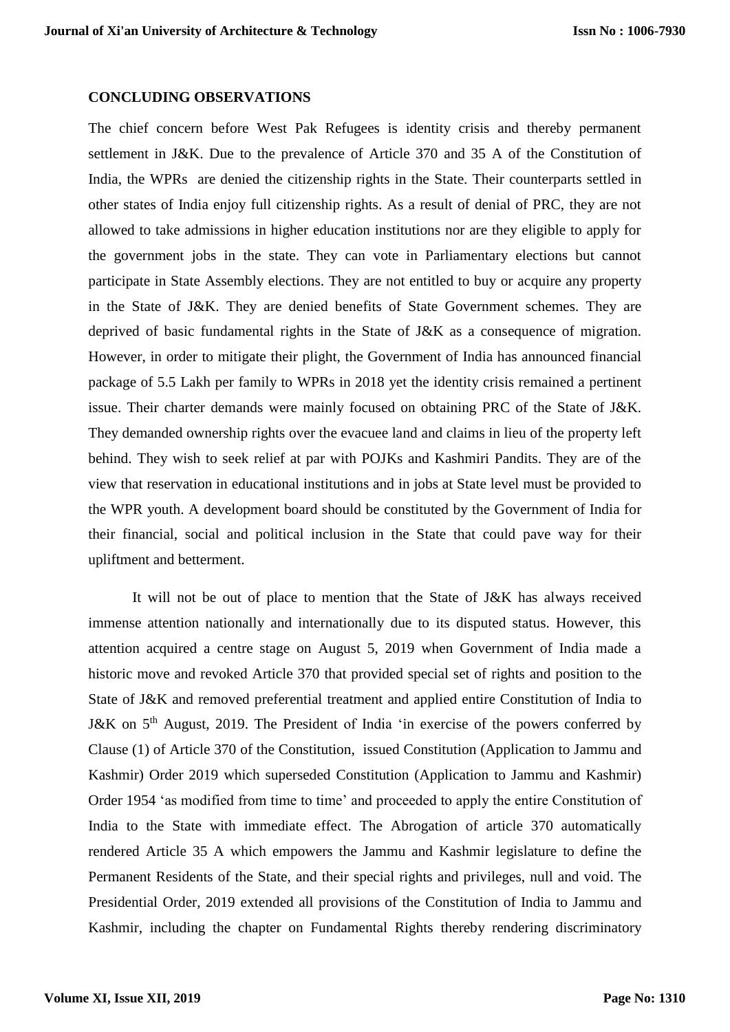## CONCLUDING OBSERVATIONS

The chief concern before West Pak Refugees is identity crisis and thereby permanent settlement in J&K. Due to the prevalence of Article 370 and 35 A of the Constitution of India, the WPRs are denied the citizenship rights in the State. Their counterparts settled in other states of India enjoy full citizenship rights. As a result of denial of PRC, they are not allowed to take admissions in higher education institutions nor are they eligible to apply for the government jobs in the state. They can vote in Parliamentary elections but cannot participate in State Assembly elections. They are not entitled to buy or acquire any property in the State of J&K. They are denied benefits of State Government schemes. They are deprived of basic fundamental rights in the State of J&K as a consequence of migration. However, in order to mitigate their plight, the Government of India has announced financial package of 5.5 Lakh per family to WPRs in 2018 yet the identity crisis remained a pertinent issue. Their charter demands were mainly focused on obtaining PRC of the State of J&K. They demanded ownership rights over the evacuee land and claims in lieu of the property left behind. They wish to seek relief at par with POJKs and Kashmiri Pandits. They are of the view that reservation in educational institutions and in jobs at State level must be provided to the WPR youth. A development board should be constituted by the Government of India for their financial, social and political inclusion in the State that could pave way for their upliftment and betterment.

It will not be out of place to mention that the State of J&K has always received immense attention nationally and internationally due to its disputed status. However, this attention acquired a centre stage on August 5, 2019 when Government of India made a historic move and revoked Article 370 that provided special set of rights and position to the State of J&K and removed preferential treatment and applied entire Constitution of India to J&K on 5th August, 2019. The President of India 'in exercise of the powers conferred by Clause (1) of Article 370 of the Constitution, issued Constitution (Application to Jammu and Kashmir) Order 2019 which superseded Constitution (Application to Jammu and Kashmir) Order 1954 'as modified from time to time' and proceeded to apply the entire Constitution of India to the State with immediate effect. The Abrogation of article 370 automatically rendered Article 35 A which empowers the Jammu and Kashmir legislature to define the Permanent Residents of the State, and their special rights and privileges, null and void. The Presidential Order, 2019 extended all provisions of the Constitution of India to Jammu and Kashmir, including the chapter on Fundamental Rights thereby rendering discriminatory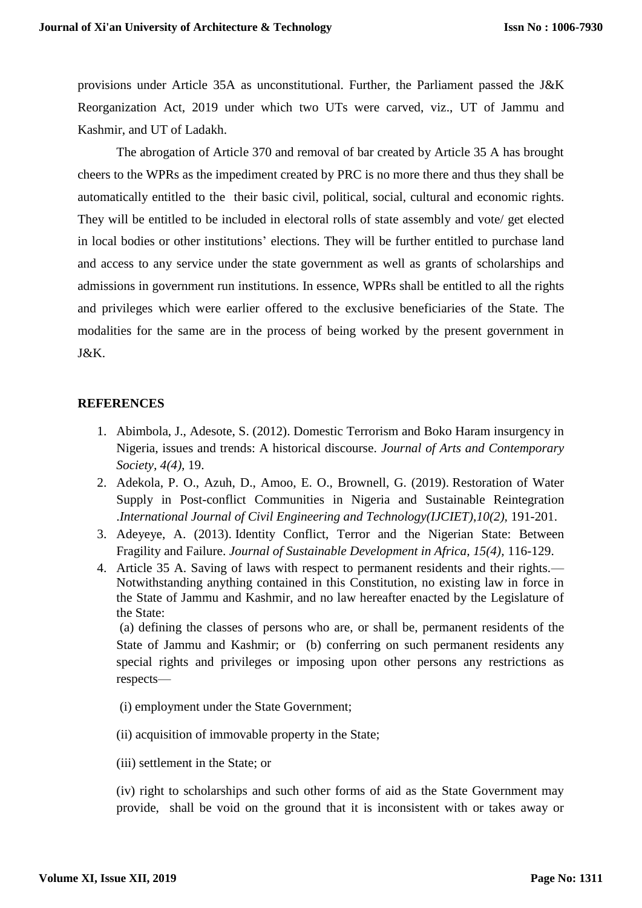provisions under Article 35A as unconstitutional. Further, the Parliament passed the J&K Reorganization Act, 2019 under which two UTs were carved, viz., UT of Jammu and Kashmir, and UT of Ladakh.

The abrogation of Article 370 and removal of bar created by Article 35 A has brought cheers to the WPRs as the impediment created by PRC is no more there and thus they shall be automatically entitled to the their basic civil, political, social, cultural and economic rights. They will be entitled to be included in electoral rolls of state assembly and vote/ get elected in local bodies or other institutions' elections. They will be further entitled to purchase land and access to any service under the state government as well as grants of scholarships and admissions in government run institutions. In essence, WPRs shall be entitled to all the rights and privileges which were earlier offered to the exclusive beneficiaries of the State. The modalities for the same are in the process of being worked by the present government in J&K.

## REFERENCES

1. Abimbola, J., Adesote, S. (2012). Domestic Terrorism and Boko Haram insurgency in Nigeria, issues and trends: A historical discourse. *Journal of Arts and Contemporary Society, 4(4),* 19.
2. Adekola, P. O., Azuh, D., Amoo, E. O., Brownell, G. (2019). Restoration of Water Supply in Post-conflict Communities in Nigeria and Sustainable Reintegration .*International Journal of Civil Engineering and Technology(IJCIET),10(2),* 191-201.
3. Adeyeye, A. (2013). Identity Conflict, Terror and the Nigerian State: Between Fragility and Failure. *Journal of Sustainable Development in Africa, 15(4),* 116-129.
4. Article 35 A. Saving of laws with respect to permanent residents and their rights.— Notwithstanding anything contained in this Constitution, no existing law in force in the State of Jammu and Kashmir, and no law hereafter enacted by the Legislature of the State:

   (a) defining the classes of persons who are, or shall be, permanent residents of the State of Jammu and Kashmir; or (b) conferring on such permanent residents any special rights and privileges or imposing upon other persons any restrictions as respects—

   (i) employment under the State Government;

   (ii) acquisition of immovable property in the State;

   (iii) settlement in the State; or

   (iv) right to scholarships and such other forms of aid as the State Government may provide, shall be void on the ground that it is inconsistent with or takes away or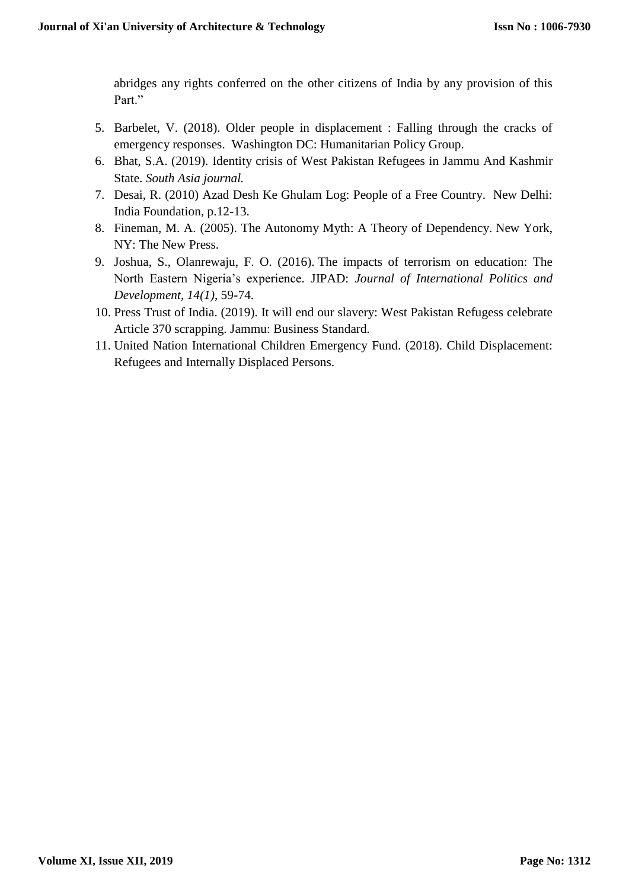abridges any rights conferred on the other citizens of India by any provision of this Part."

5. Barbelet, V. (2018). Older people in displacement : Falling through the cracks of emergency responses. Washington DC: Humanitarian Policy Group.
6. Bhat, S.A. (2019). Identity crisis of West Pakistan Refugees in Jammu And Kashmir State. *South Asia journal.*
7. Desai, R. (2010) Azad Desh Ke Ghulam Log: People of a Free Country. New Delhi: India Foundation, p.12-13.
8. Fineman, M. A. (2005). The Autonomy Myth: A Theory of Dependency. New York, NY: The New Press.
9. Joshua, S., Olanrewaju, F. O. (2016). The impacts of terrorism on education: The North Eastern Nigeria's experience. JIPAD: *Journal of International Politics and Development, 14(1)*, 59-74.
10. Press Trust of India. (2019). It will end our slavery: West Pakistan Refugess celebrate Article 370 scrapping. Jammu: Business Standard.
11. United Nation International Children Emergency Fund. (2018). Child Displacement: Refugees and Internally Displaced Persons.